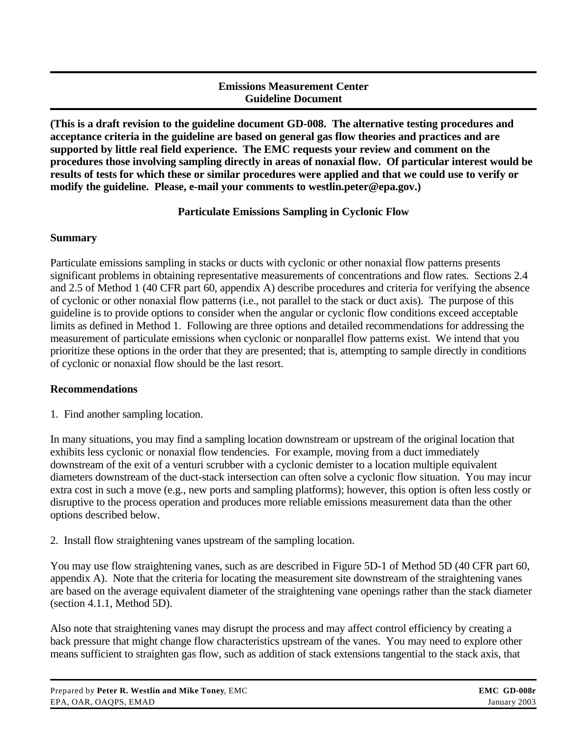**Emissions Measurement Center**
**Guideline Document**

**(This is a draft revision to the guideline document GD-008. The alternative testing procedures and acceptance criteria in the guideline are based on general gas flow theories and practices and are supported by little real field experience. The EMC requests your review and comment on the procedures those involving sampling directly in areas of nonaxial flow. Of particular interest would be results of tests for which these or similar procedures were applied and that we could use to verify or modify the guideline. Please, e-mail your comments to westlin.peter@epa.gov.)**

## Particulate Emissions Sampling in Cyclonic Flow

### Summary

Particulate emissions sampling in stacks or ducts with cyclonic or other nonaxial flow patterns presents significant problems in obtaining representative measurements of concentrations and flow rates. Sections 2.4 and 2.5 of Method 1 (40 CFR part 60, appendix A) describe procedures and criteria for verifying the absence of cyclonic or other nonaxial flow patterns (i.e., not parallel to the stack or duct axis). The purpose of this guideline is to provide options to consider when the angular or cyclonic flow conditions exceed acceptable limits as defined in Method 1. Following are three options and detailed recommendations for addressing the measurement of particulate emissions when cyclonic or nonparallel flow patterns exist. We intend that you prioritize these options in the order that they are presented; that is, attempting to sample directly in conditions of cyclonic or nonaxial flow should be the last resort.

### Recommendations

1. Find another sampling location.

In many situations, you may find a sampling location downstream or upstream of the original location that exhibits less cyclonic or nonaxial flow tendencies. For example, moving from a duct immediately downstream of the exit of a venturi scrubber with a cyclonic demister to a location multiple equivalent diameters downstream of the duct-stack intersection can often solve a cyclonic flow situation. You may incur extra cost in such a move (e.g., new ports and sampling platforms); however, this option is often less costly or disruptive to the process operation and produces more reliable emissions measurement data than the other options described below.

2. Install flow straightening vanes upstream of the sampling location.

You may use flow straightening vanes, such as are described in Figure 5D-1 of Method 5D (40 CFR part 60, appendix A). Note that the criteria for locating the measurement site downstream of the straightening vanes are based on the average equivalent diameter of the straightening vane openings rather than the stack diameter (section 4.1.1, Method 5D).

Also note that straightening vanes may disrupt the process and may affect control efficiency by creating a back pressure that might change flow characteristics upstream of the vanes. You may need to explore other means sufficient to straighten gas flow, such as addition of stack extensions tangential to the stack axis, that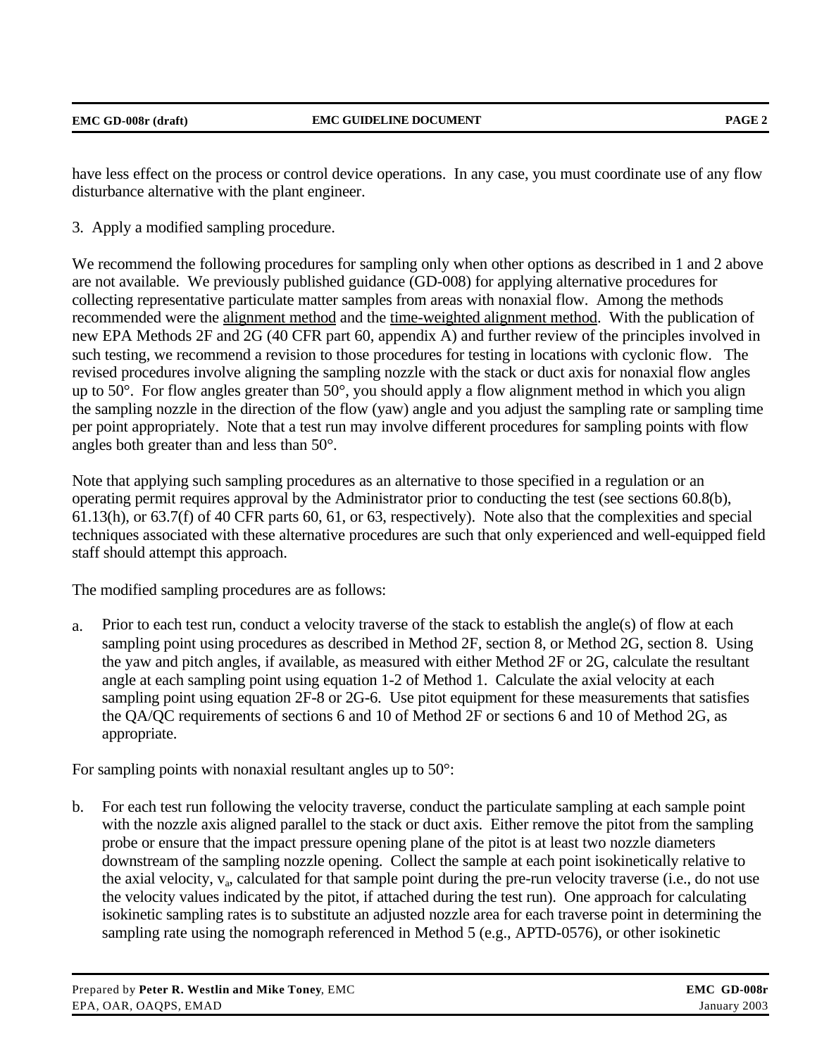have less effect on the process or control device operations. In any case, you must coordinate use of any flow disturbance alternative with the plant engineer.

3. Apply a modified sampling procedure.

We recommend the following procedures for sampling only when other options as described in 1 and 2 above are not available. We previously published guidance (GD-008) for applying alternative procedures for collecting representative particulate matter samples from areas with nonaxial flow. Among the methods recommended were the alignment method and the time-weighted alignment method. With the publication of new EPA Methods 2F and 2G (40 CFR part 60, appendix A) and further review of the principles involved in such testing, we recommend a revision to those procedures for testing in locations with cyclonic flow. The revised procedures involve aligning the sampling nozzle with the stack or duct axis for nonaxial flow angles up to 50°. For flow angles greater than 50°, you should apply a flow alignment method in which you align the sampling nozzle in the direction of the flow (yaw) angle and you adjust the sampling rate or sampling time per point appropriately. Note that a test run may involve different procedures for sampling points with flow angles both greater than and less than 50°.

Note that applying such sampling procedures as an alternative to those specified in a regulation or an operating permit requires approval by the Administrator prior to conducting the test (see sections 60.8(b), 61.13(h), or 63.7(f) of 40 CFR parts 60, 61, or 63, respectively). Note also that the complexities and special techniques associated with these alternative procedures are such that only experienced and well-equipped field staff should attempt this approach.

The modified sampling procedures are as follows:

a. Prior to each test run, conduct a velocity traverse of the stack to establish the angle(s) of flow at each sampling point using procedures as described in Method 2F, section 8, or Method 2G, section 8. Using the yaw and pitch angles, if available, as measured with either Method 2F or 2G, calculate the resultant angle at each sampling point using equation 1-2 of Method 1. Calculate the axial velocity at each sampling point using equation 2F-8 or 2G-6. Use pitot equipment for these measurements that satisfies the QA/QC requirements of sections 6 and 10 of Method 2F or sections 6 and 10 of Method 2G, as appropriate.

For sampling points with nonaxial resultant angles up to 50°:

b. For each test run following the velocity traverse, conduct the particulate sampling at each sample point with the nozzle axis aligned parallel to the stack or duct axis. Either remove the pitot from the sampling probe or ensure that the impact pressure opening plane of the pitot is at least two nozzle diameters downstream of the sampling nozzle opening. Collect the sample at each point isokinetically relative to the axial velocity, $v_a$, calculated for that sample point during the pre-run velocity traverse (i.e., do not use the velocity values indicated by the pitot, if attached during the test run). One approach for calculating isokinetic sampling rates is to substitute an adjusted nozzle area for each traverse point in determining the sampling rate using the nomograph referenced in Method 5 (e.g., APTD-0576), or other isokinetic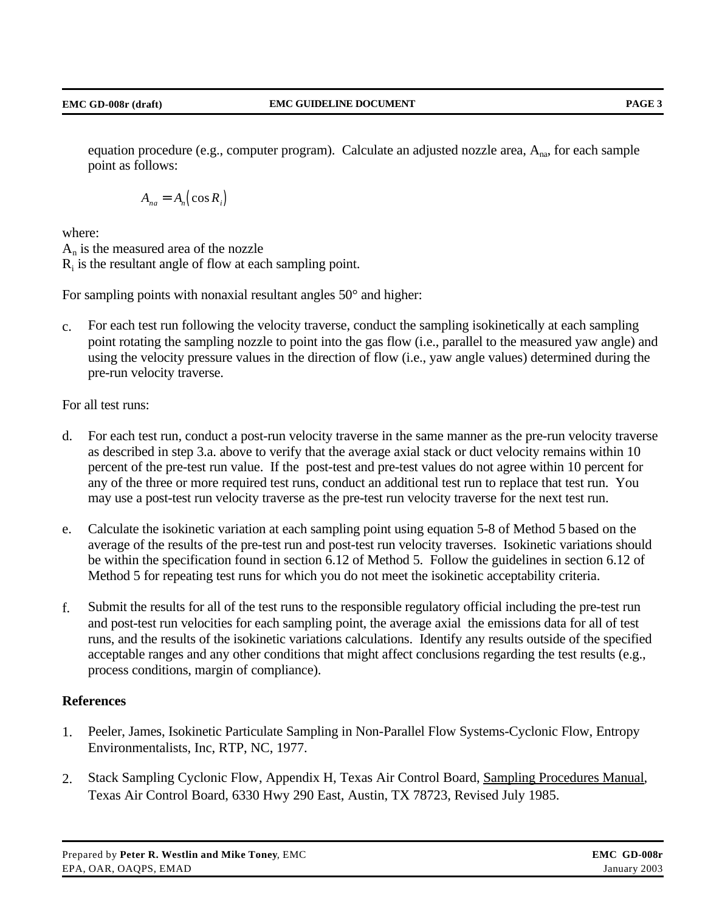equation procedure (e.g., computer program). Calculate an adjusted nozzle area, $A_{na}$, for each sample point as follows:

$$A_{na} = A_n(\cos R_i)$$

where:
$A_n$ is the measured area of the nozzle
$R_i$ is the resultant angle of flow at each sampling point.

For sampling points with nonaxial resultant angles 50° and higher:

c. For each test run following the velocity traverse, conduct the sampling isokinetically at each sampling point rotating the sampling nozzle to point into the gas flow (i.e., parallel to the measured yaw angle) and using the velocity pressure values in the direction of flow (i.e., yaw angle values) determined during the pre-run velocity traverse.

For all test runs:

d. For each test run, conduct a post-run velocity traverse in the same manner as the pre-run velocity traverse as described in step 3.a. above to verify that the average axial stack or duct velocity remains within 10 percent of the pre-test run value. If the post-test and pre-test values do not agree within 10 percent for any of the three or more required test runs, conduct an additional test run to replace that test run. You may use a post-test run velocity traverse as the pre-test run velocity traverse for the next test run.

e. Calculate the isokinetic variation at each sampling point using equation 5-8 of Method 5 based on the average of the results of the pre-test run and post-test run velocity traverses. Isokinetic variations should be within the specification found in section 6.12 of Method 5. Follow the guidelines in section 6.12 of Method 5 for repeating test runs for which you do not meet the isokinetic acceptability criteria.

f. Submit the results for all of the test runs to the responsible regulatory official including the pre-test run and post-test run velocities for each sampling point, the average axial the emissions data for all of test runs, and the results of the isokinetic variations calculations. Identify any results outside of the specified acceptable ranges and any other conditions that might affect conclusions regarding the test results (e.g., process conditions, margin of compliance).

## References

1. Peeler, James, Isokinetic Particulate Sampling in Non-Parallel Flow Systems-Cyclonic Flow, Entropy Environmentalists, Inc, RTP, NC, 1977.

2. Stack Sampling Cyclonic Flow, Appendix H, Texas Air Control Board, Sampling Procedures Manual, Texas Air Control Board, 6330 Hwy 290 East, Austin, TX 78723, Revised July 1985.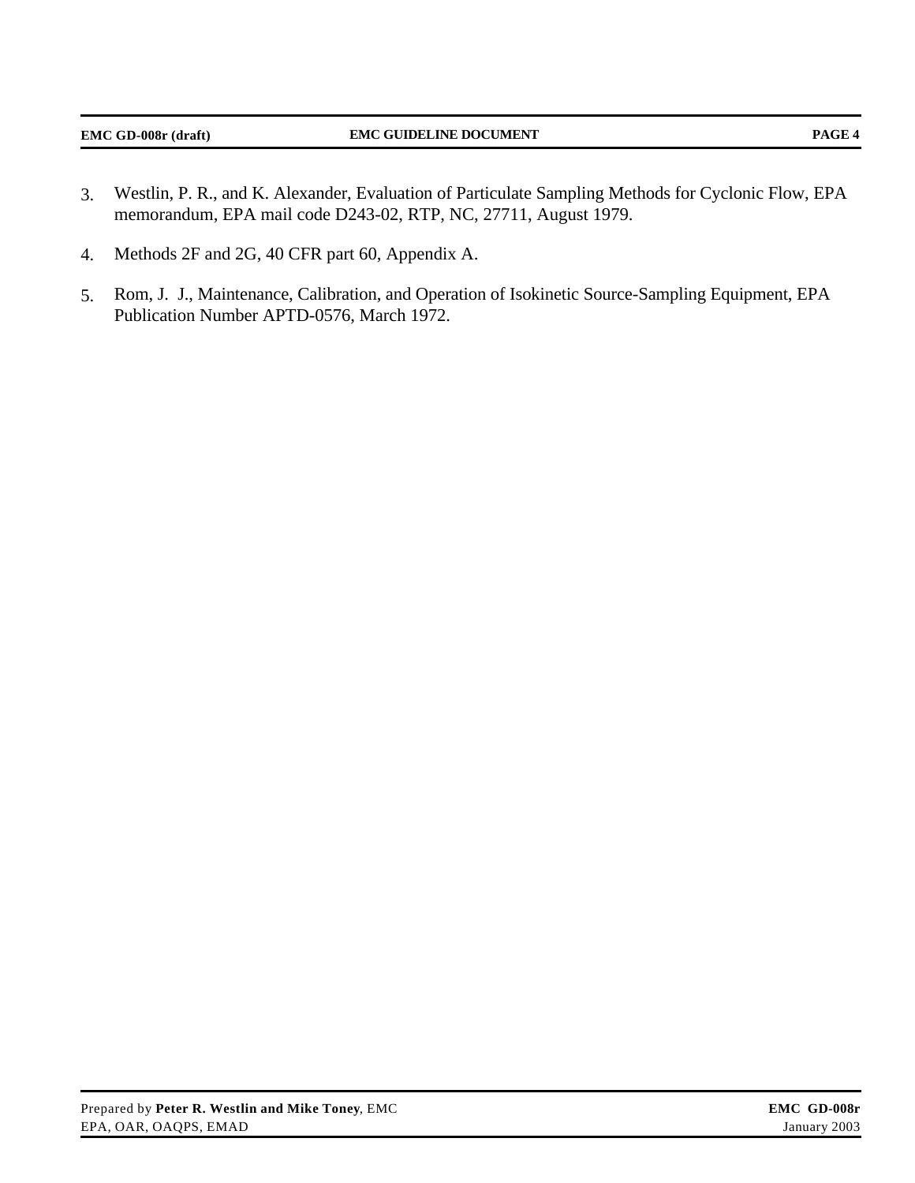3. Westlin, P. R., and K. Alexander, Evaluation of Particulate Sampling Methods for Cyclonic Flow, EPA memorandum, EPA mail code D243-02, RTP, NC, 27711, August 1979.

4. Methods 2F and 2G, 40 CFR part 60, Appendix A.

5. Rom, J. J., Maintenance, Calibration, and Operation of Isokinetic Source-Sampling Equipment, EPA Publication Number APTD-0576, March 1972.